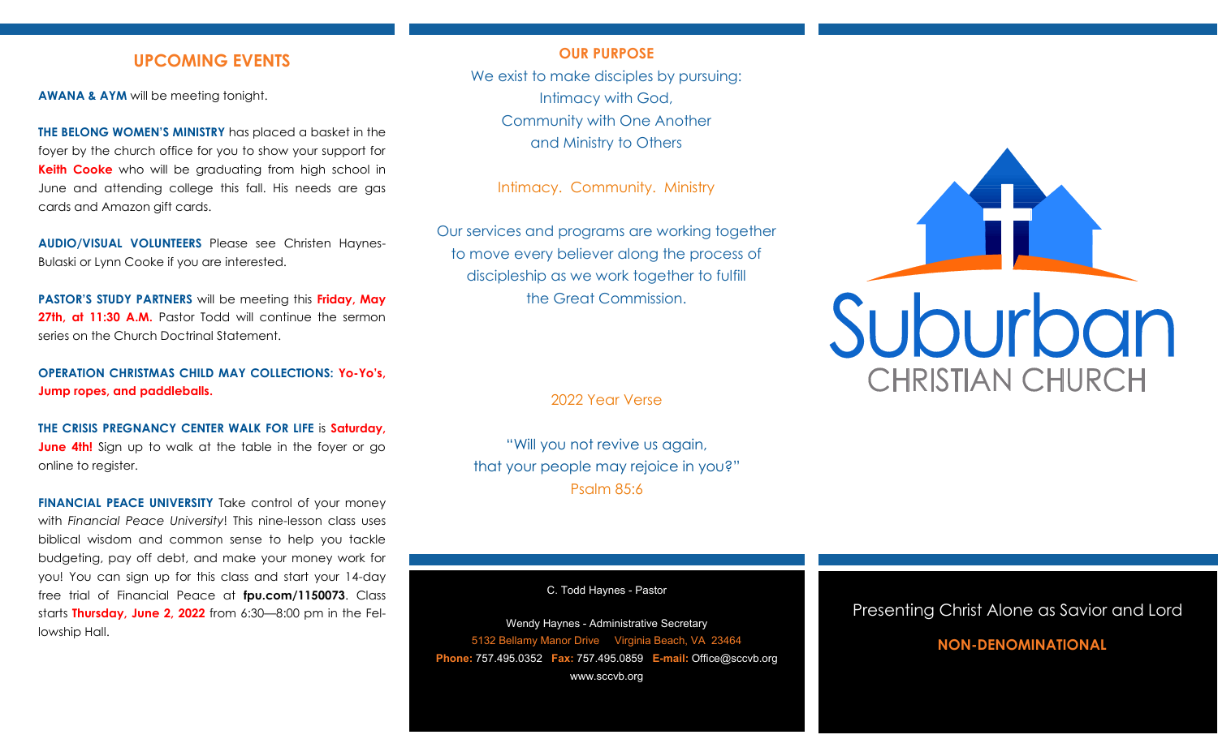## UPCOMING EVENTS

**AWANA & AYM** will be meeting tonight.

**THE BELONG WOMEN'S MINISTRY** has placed a basket in the foyer by the church office for you to show your support for **Keith Cooke** who will be graduating from high school in June and attending college this fall. His needs are gas cards and Amazon gift cards.

**AUDIO/VISUAL VOLUNTEERS** Please see Christen Haynes-Bulaski or Lynn Cooke if you are interested.

**PASTOR'S STUDY PARTNERS** will be meeting this **Friday, May 27th, at 11:30 A.M.** Pastor Todd will continue the sermon series on the Church Doctrinal Statement.

**OPERATION CHRISTMAS CHILD MAY COLLECTIONS: Yo-Yo's, Jump ropes, and paddleballs.**

**THE CRISIS PREGNANCY CENTER WALK FOR LIFE** is **Saturday, June 4th!** Sign up to walk at the table in the foyer or go online to register.

**FINANCIAL PEACE UNIVERSITY** Take control of your money with *Financial Peace University*! This nine-lesson class uses biblical wisdom and common sense to help you tackle budgeting, pay off debt, and make your money work for you! You can sign up for this class and start your 14-day free trial of Financial Peace at **fpu.com/1150073**. Class starts **Thursday, June 2, 2022** from 6:30—8:00 pm in the Fellowship Hall.

## OUR PURPOSE

We exist to make disciples by pursuing:
Intimacy with God,
Community with One Another
and Ministry to Others

Intimacy. Community. Ministry

Our services and programs are working together to move every believer along the process of discipleship as we work together to fulfill the Great Commission.

2022 Year Verse

"Will you not revive us again,
that your people may rejoice in you?"
Psalm 85:6

C. Todd Haynes - Pastor

Wendy Haynes - Administrative Secretary
5132 Bellamy Manor Drive Virginia Beach, VA 23464
**Phone:** 757.495.0352 **Fax:** 757.495.0859 **E-mail:** Office@sccvb.org
www.sccvb.org

# Suburban
## CHRISTIAN CHURCH

Presenting Christ Alone as Savior and Lord

**NON-DENOMINATIONAL**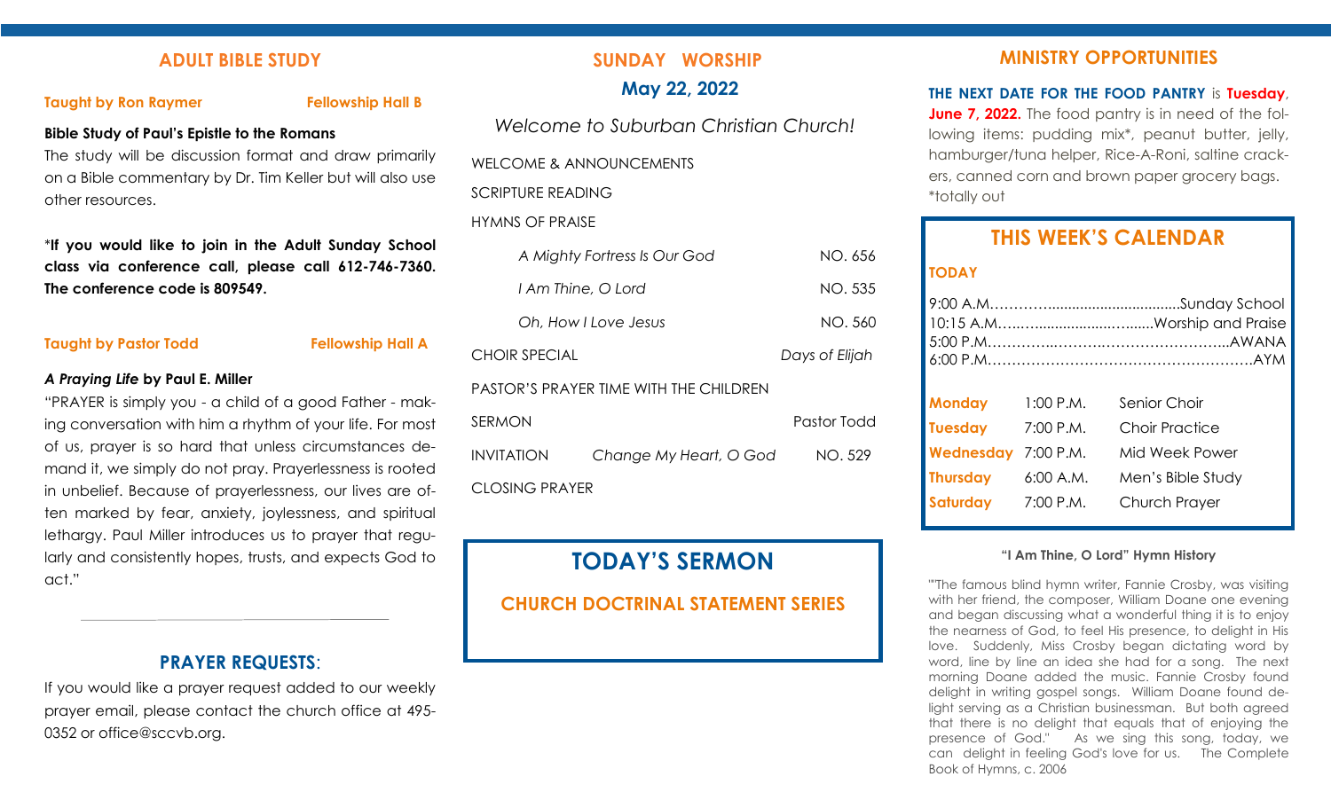## ADULT BIBLE STUDY

**Taught by Ron Raymer** **Fellowship Hall B**

**Bible Study of Paul's Epistle to the Romans**

The study will be discussion format and draw primarily on a Bible commentary by Dr. Tim Keller but will also use other resources.

***If you would like to join in the Adult Sunday School class via conference call, please call 612-746-7360. The conference code is 809549.**

**Taught by Pastor Todd** **Fellowship Hall A**

***A Praying Life* by Paul E. Miller**

"PRAYER is simply you - a child of a good Father - making conversation with him a rhythm of your life. For most of us, prayer is so hard that unless circumstances demand it, we simply do not pray. Prayerlessness is rooted in unbelief. Because of prayerlessness, our lives are often marked by fear, anxiety, joylessness, and spiritual lethargy. Paul Miller introduces us to prayer that regularly and consistently hopes, trusts, and expects God to act."

## PRAYER REQUESTS:

If you would like a prayer request added to our weekly prayer email, please contact the church office at 495-0352 or office@sccvb.org.

## SUNDAY WORSHIP

### May 22, 2022

*Welcome to Suburban Christian Church!*

WELCOME & ANNOUNCEMENTS

SCRIPTURE READING

HYMNS OF PRAISE

| | |
|---|---|
| *A Mighty Fortress Is Our God* | NO. 656 |
| *I Am Thine, O Lord* | NO. 535 |
| *Oh, How I Love Jesus* | NO. 560 |

CHOIR SPECIAL — *Days of Elijah*

PASTOR'S PRAYER TIME WITH THE CHILDREN

SERMON — Pastor Todd

INVITATION — *Change My Heart, O God* — NO. 529

CLOSING PRAYER

## TODAY'S SERMON

### CHURCH DOCTRINAL STATEMENT SERIES

## MINISTRY OPPORTUNITIES

**THE NEXT DATE FOR THE FOOD PANTRY** is **Tuesday, June 7, 2022.** The food pantry is in need of the following items: pudding mix*, peanut butter, jelly, hamburger/tuna helper, Rice-A-Roni, saltine crackers, canned corn and brown paper grocery bags.
*totally out

## THIS WEEK'S CALENDAR

**TODAY**

9:00 A.M.…………................................Sunday School
10:15 A.M.…..…...................…......Worship and Praise
5:00 P.M.…………...……..……………………...AWANA
6:00 P.M.……………………………………………….AYM

| | | |
|---|---|---|
| **Monday** | 1:00 P.M. | Senior Choir |
| **Tuesday** | 7:00 P.M. | Choir Practice |
| **Wednesday** | 7:00 P.M. | Mid Week Power |
| **Thursday** | 6:00 A.M. | Men's Bible Study |
| **Saturday** | 7:00 P.M. | Church Prayer |

**"I Am Thine, O Lord" Hymn History**

"The famous blind hymn writer, Fannie Crosby, was visiting with her friend, the composer, William Doane one evening and began discussing what a wonderful thing it is to enjoy the nearness of God, to feel His presence, to delight in His love. Suddenly, Miss Crosby began dictating word by word, line by line an idea she had for a song. The next morning Doane added the music. Fannie Crosby found delight in writing gospel songs. William Doane found delight serving as a Christian businessman. But both agreed that there is no delight that equals that of enjoying the presence of God." As we sing this song, today, we can delight in feeling God's love for us. The Complete Book of Hymns, c. 2006